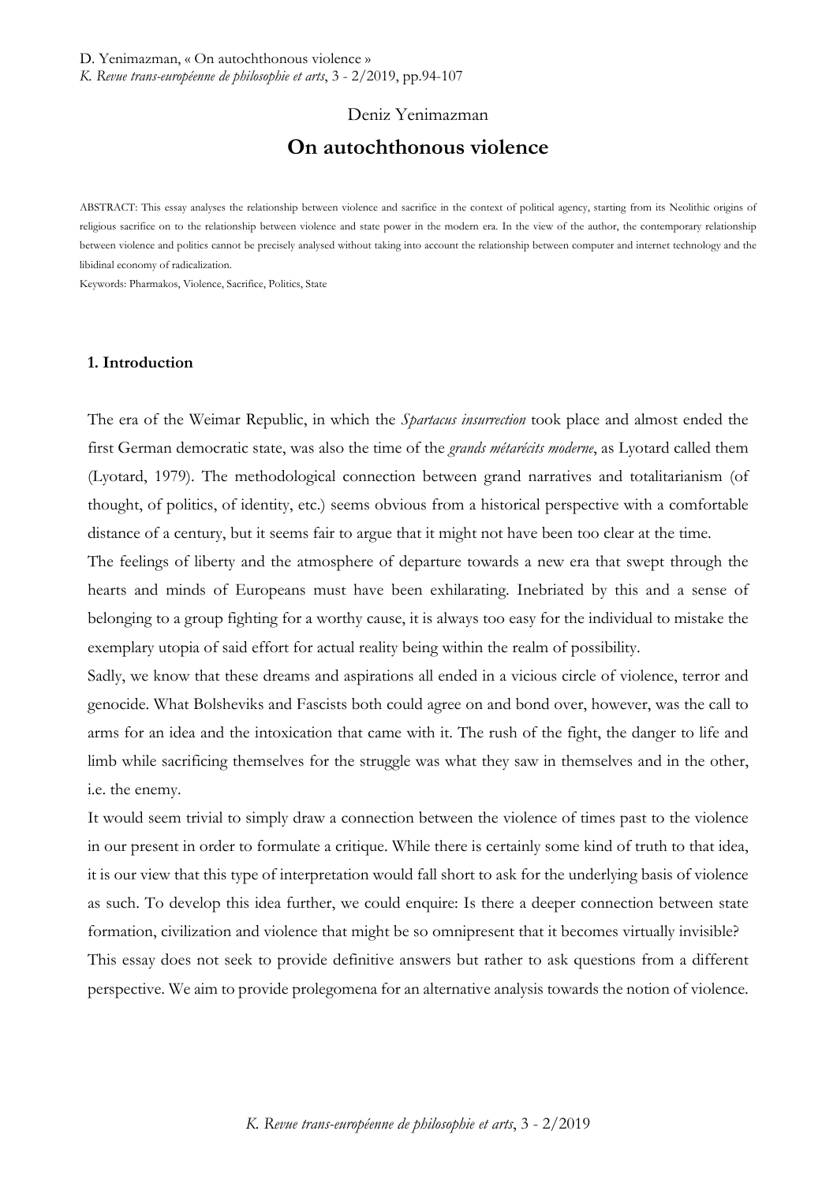Deniz Yenimazman

# On autochthonous violence

ABSTRACT: This essay analyses the relationship between violence and sacrifice in the context of political agency, starting from its Neolithic origins of religious sacrifice on to the relationship between violence and state power in the modern era. In the view of the author, the contemporary relationship between violence and politics cannot be precisely analysed without taking into account the relationship between computer and internet technology and the libidinal economy of radicalization.

Keywords: Pharmakos, Violence, Sacrifice, Politics, State

## 1. Introduction

The era of the Weimar Republic, in which the *Spartacus insurrection* took place and almost ended the first German democratic state, was also the time of the *grands métarécits moderne*, as Lyotard called them (Lyotard, 1979). The methodological connection between grand narratives and totalitarianism (of thought, of politics, of identity, etc.) seems obvious from a historical perspective with a comfortable distance of a century, but it seems fair to argue that it might not have been too clear at the time.

The feelings of liberty and the atmosphere of departure towards a new era that swept through the hearts and minds of Europeans must have been exhilarating. Inebriated by this and a sense of belonging to a group fighting for a worthy cause, it is always too easy for the individual to mistake the exemplary utopia of said effort for actual reality being within the realm of possibility.

Sadly, we know that these dreams and aspirations all ended in a vicious circle of violence, terror and genocide. What Bolsheviks and Fascists both could agree on and bond over, however, was the call to arms for an idea and the intoxication that came with it. The rush of the fight, the danger to life and limb while sacrificing themselves for the struggle was what they saw in themselves and in the other, i.e. the enemy.

It would seem trivial to simply draw a connection between the violence of times past to the violence in our present in order to formulate a critique. While there is certainly some kind of truth to that idea, it is our view that this type of interpretation would fall short to ask for the underlying basis of violence as such. To develop this idea further, we could enquire: Is there a deeper connection between state formation, civilization and violence that might be so omnipresent that it becomes virtually invisible?

This essay does not seek to provide definitive answers but rather to ask questions from a different perspective. We aim to provide prolegomena for an alternative analysis towards the notion of violence.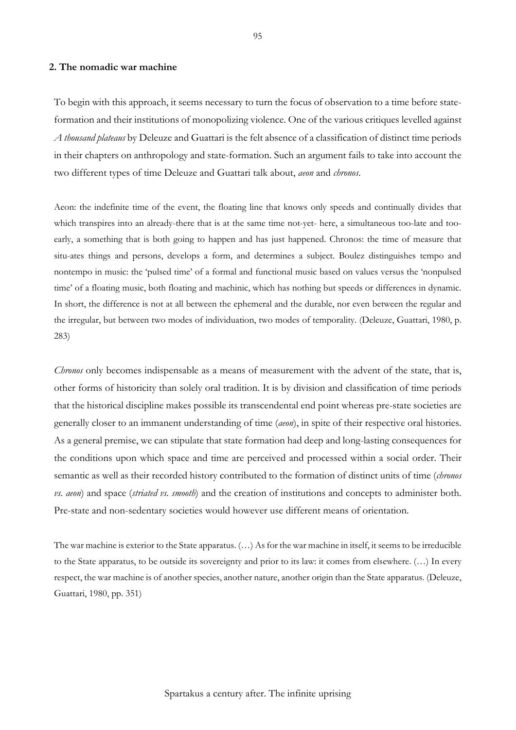## 2. The nomadic war machine

To begin with this approach, it seems necessary to turn the focus of observation to a time before state-formation and their institutions of monopolizing violence. One of the various critiques levelled against *A thousand plateaus* by Deleuze and Guattari is the felt absence of a classification of distinct time periods in their chapters on anthropology and state-formation. Such an argument fails to take into account the two different types of time Deleuze and Guattari talk about, *aeon* and *chronos*.

> Aeon: the indefinite time of the event, the floating line that knows only speeds and continually divides that which transpires into an already-there that is at the same time not-yet- here, a simultaneous too-late and too-early, a something that is both going to happen and has just happened. Chronos: the time of measure that situ-ates things and persons, develops a form, and determines a subject. Boulez distinguishes tempo and nontempo in music: the 'pulsed time' of a formal and functional music based on values versus the 'nonpulsed time' of a floating music, both floating and machinic, which has nothing but speeds or differences in dynamic. In short, the difference is not at all between the ephemeral and the durable, nor even between the regular and the irregular, but between two modes of individuation, two modes of temporality. (Deleuze, Guattari, 1980, p. 283)

*Chronos* only becomes indispensable as a means of measurement with the advent of the state, that is, other forms of historicity than solely oral tradition. It is by division and classification of time periods that the historical discipline makes possible its transcendental end point whereas pre-state societies are generally closer to an immanent understanding of time (*aeon*), in spite of their respective oral histories. As a general premise, we can stipulate that state formation had deep and long-lasting consequences for the conditions upon which space and time are perceived and processed within a social order. Their semantic as well as their recorded history contributed to the formation of distinct units of time (*chronos vs. aeon*) and space (*striated vs. smooth*) and the creation of institutions and concepts to administer both. Pre-state and non-sedentary societies would however use different means of orientation.

> The war machine is exterior to the State apparatus. (…) As for the war machine in itself, it seems to be irreducible to the State apparatus, to be outside its sovereignty and prior to its law: it comes from elsewhere. (…) In every respect, the war machine is of another species, another nature, another origin than the State apparatus. (Deleuze, Guattari, 1980, pp. 351)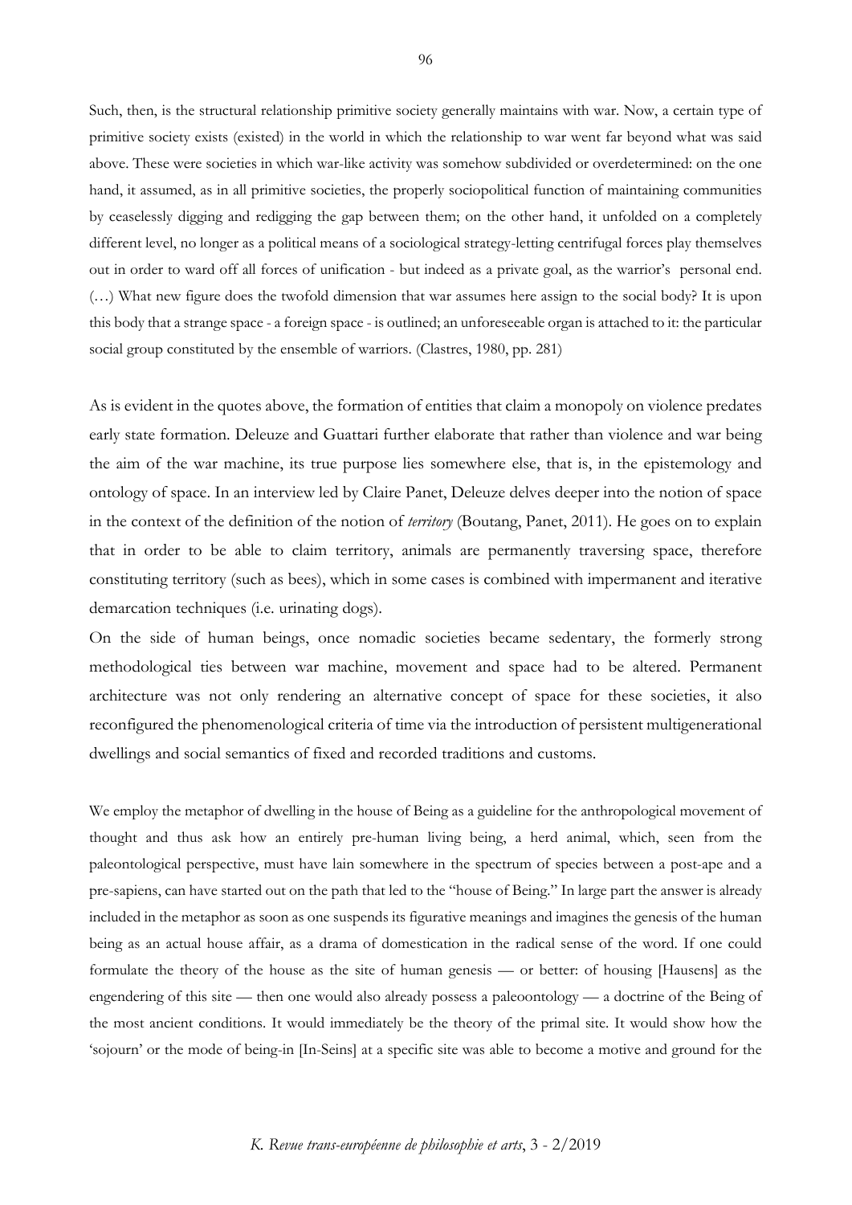> Such, then, is the structural relationship primitive society generally maintains with war. Now, a certain type of primitive society exists (existed) in the world in which the relationship to war went far beyond what was said above. These were societies in which war-like activity was somehow subdivided or overdetermined: on the one hand, it assumed, as in all primitive societies, the properly sociopolitical function of maintaining communities by ceaselessly digging and redigging the gap between them; on the other hand, it unfolded on a completely different level, no longer as a political means of a sociological strategy-letting centrifugal forces play themselves out in order to ward off all forces of unification - but indeed as a private goal, as the warrior's personal end. (…) What new figure does the twofold dimension that war assumes here assign to the social body? It is upon this body that a strange space - a foreign space - is outlined; an unforeseeable organ is attached to it: the particular social group constituted by the ensemble of warriors. (Clastres, 1980, pp. 281)

As is evident in the quotes above, the formation of entities that claim a monopoly on violence predates early state formation. Deleuze and Guattari further elaborate that rather than violence and war being the aim of the war machine, its true purpose lies somewhere else, that is, in the epistemology and ontology of space. In an interview led by Claire Panet, Deleuze delves deeper into the notion of space in the context of the definition of the notion of *territory* (Boutang, Panet, 2011). He goes on to explain that in order to be able to claim territory, animals are permanently traversing space, therefore constituting territory (such as bees), which in some cases is combined with impermanent and iterative demarcation techniques (i.e. urinating dogs).

On the side of human beings, once nomadic societies became sedentary, the formerly strong methodological ties between war machine, movement and space had to be altered. Permanent architecture was not only rendering an alternative concept of space for these societies, it also reconfigured the phenomenological criteria of time via the introduction of persistent multigenerational dwellings and social semantics of fixed and recorded traditions and customs.

> We employ the metaphor of dwelling in the house of Being as a guideline for the anthropological movement of thought and thus ask how an entirely pre-human living being, a herd animal, which, seen from the paleontological perspective, must have lain somewhere in the spectrum of species between a post-ape and a pre-sapiens, can have started out on the path that led to the "house of Being." In large part the answer is already included in the metaphor as soon as one suspends its figurative meanings and imagines the genesis of the human being as an actual house affair, as a drama of domestication in the radical sense of the word. If one could formulate the theory of the house as the site of human genesis — or better: of housing [Hausens] as the engendering of this site — then one would also already possess a paleoontology — a doctrine of the Being of the most ancient conditions. It would immediately be the theory of the primal site. It would show how the 'sojourn' or the mode of being-in [In-Seins] at a specific site was able to become a motive and ground for the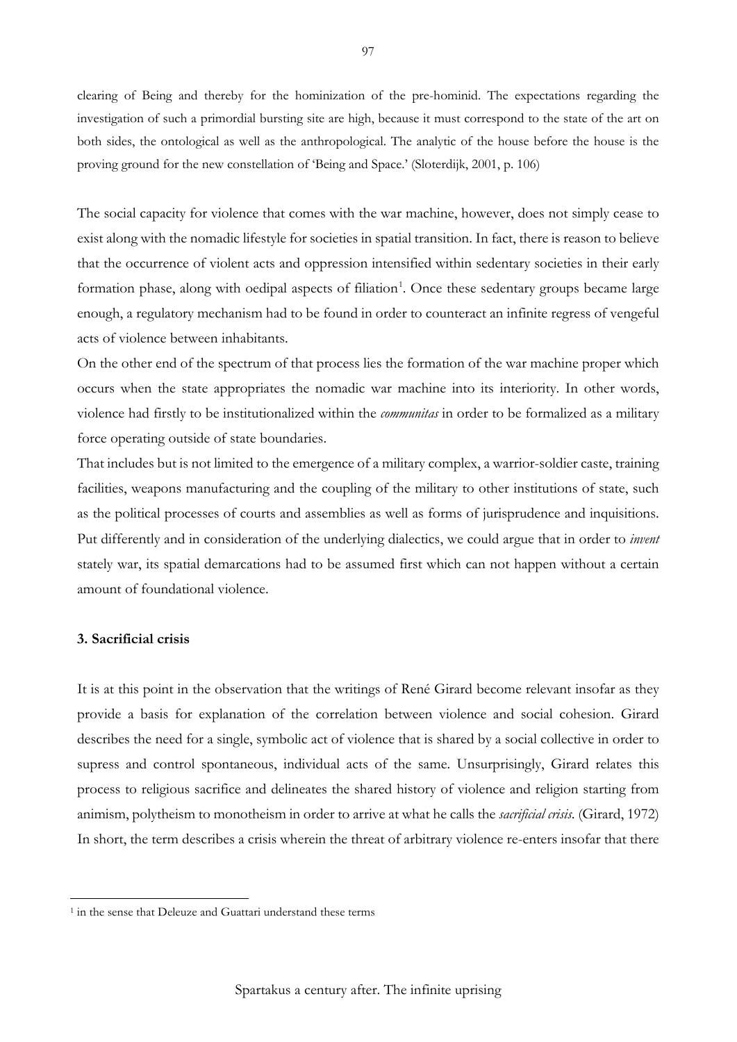clearing of Being and thereby for the hominization of the pre-hominid. The expectations regarding the investigation of such a primordial bursting site are high, because it must correspond to the state of the art on both sides, the ontological as well as the anthropological. The analytic of the house before the house is the proving ground for the new constellation of 'Being and Space.' (Sloterdijk, 2001, p. 106)

The social capacity for violence that comes with the war machine, however, does not simply cease to exist along with the nomadic lifestyle for societies in spatial transition. In fact, there is reason to believe that the occurrence of violent acts and oppression intensified within sedentary societies in their early formation phase, along with oedipal aspects of filiation[1]. Once these sedentary groups became large enough, a regulatory mechanism had to be found in order to counteract an infinite regress of vengeful acts of violence between inhabitants.

On the other end of the spectrum of that process lies the formation of the war machine proper which occurs when the state appropriates the nomadic war machine into its interiority. In other words, violence had firstly to be institutionalized within the *communitas* in order to be formalized as a military force operating outside of state boundaries.

That includes but is not limited to the emergence of a military complex, a warrior-soldier caste, training facilities, weapons manufacturing and the coupling of the military to other institutions of state, such as the political processes of courts and assemblies as well as forms of jurisprudence and inquisitions. Put differently and in consideration of the underlying dialectics, we could argue that in order to *invent* stately war, its spatial demarcations had to be assumed first which can not happen without a certain amount of foundational violence.

### 3. Sacrificial crisis

It is at this point in the observation that the writings of René Girard become relevant insofar as they provide a basis for explanation of the correlation between violence and social cohesion. Girard describes the need for a single, symbolic act of violence that is shared by a social collective in order to supress and control spontaneous, individual acts of the same. Unsurprisingly, Girard relates this process to religious sacrifice and delineates the shared history of violence and religion starting from animism, polytheism to monotheism in order to arrive at what he calls the *sacrificial crisis*. (Girard, 1972) In short, the term describes a crisis wherein the threat of arbitrary violence re-enters insofar that there

[1] in the sense that Deleuze and Guattari understand these terms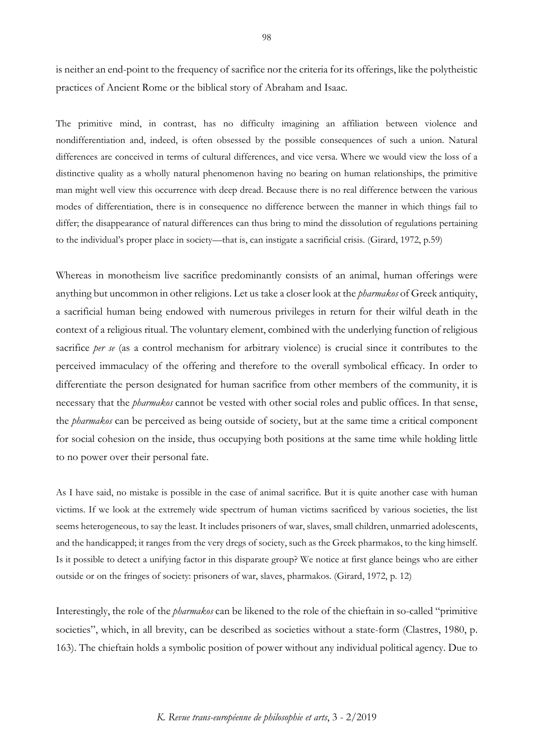is neither an end-point to the frequency of sacrifice nor the criteria for its offerings, like the polytheistic practices of Ancient Rome or the biblical story of Abraham and Isaac.

> The primitive mind, in contrast, has no difficulty imagining an affiliation between violence and nondifferentiation and, indeed, is often obsessed by the possible consequences of such a union. Natural differences are conceived in terms of cultural differences, and vice versa. Where we would view the loss of a distinctive quality as a wholly natural phenomenon having no bearing on human relationships, the primitive man might well view this occurrence with deep dread. Because there is no real difference between the various modes of differentiation, there is in consequence no difference between the manner in which things fail to differ; the disappearance of natural differences can thus bring to mind the dissolution of regulations pertaining to the individual's proper place in society—that is, can instigate a sacrificial crisis. (Girard, 1972, p.59)

Whereas in monotheism live sacrifice predominantly consists of an animal, human offerings were anything but uncommon in other religions. Let us take a closer look at the *pharmakos* of Greek antiquity, a sacrificial human being endowed with numerous privileges in return for their wilful death in the context of a religious ritual. The voluntary element, combined with the underlying function of religious sacrifice *per se* (as a control mechanism for arbitrary violence) is crucial since it contributes to the perceived immaculacy of the offering and therefore to the overall symbolical efficacy. In order to differentiate the person designated for human sacrifice from other members of the community, it is necessary that the *pharmakos* cannot be vested with other social roles and public offices. In that sense, the *pharmakos* can be perceived as being outside of society, but at the same time a critical component for social cohesion on the inside, thus occupying both positions at the same time while holding little to no power over their personal fate.

> As I have said, no mistake is possible in the case of animal sacrifice. But it is quite another case with human victims. If we look at the extremely wide spectrum of human victims sacrificed by various societies, the list seems heterogeneous, to say the least. It includes prisoners of war, slaves, small children, unmarried adolescents, and the handicapped; it ranges from the very dregs of society, such as the Greek pharmakos, to the king himself. Is it possible to detect a unifying factor in this disparate group? We notice at first glance beings who are either outside or on the fringes of society: prisoners of war, slaves, pharmakos. (Girard, 1972, p. 12)

Interestingly, the role of the *pharmakos* can be likened to the role of the chieftain in so-called "primitive societies", which, in all brevity, can be described as societies without a state-form (Clastres, 1980, p. 163). The chieftain holds a symbolic position of power without any individual political agency. Due to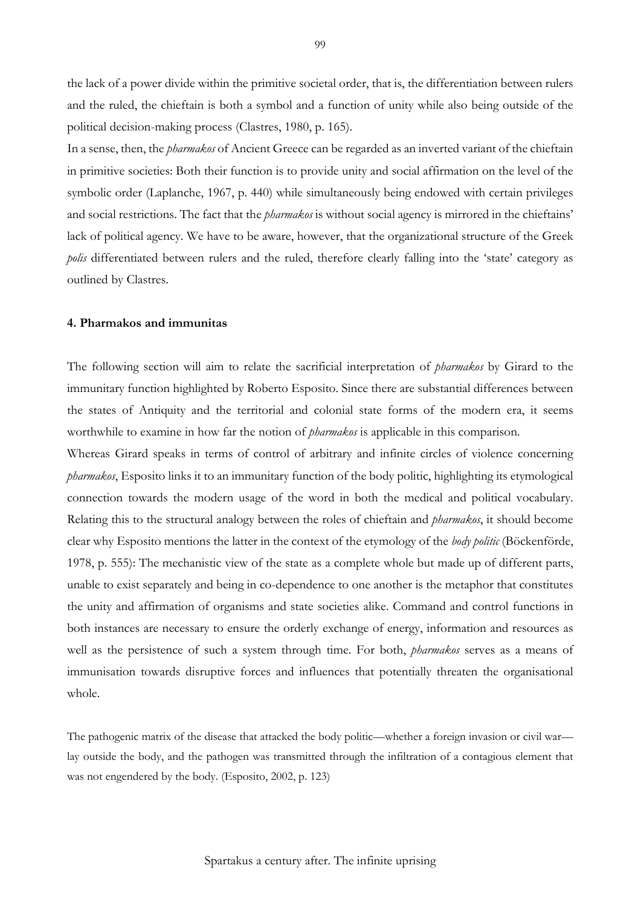the lack of a power divide within the primitive societal order, that is, the differentiation between rulers and the ruled, the chieftain is both a symbol and a function of unity while also being outside of the political decision-making process (Clastres, 1980, p. 165).

In a sense, then, the *pharmakos* of Ancient Greece can be regarded as an inverted variant of the chieftain in primitive societies: Both their function is to provide unity and social affirmation on the level of the symbolic order (Laplanche, 1967, p. 440) while simultaneously being endowed with certain privileges and social restrictions. The fact that the *pharmakos* is without social agency is mirrored in the chieftains' lack of political agency. We have to be aware, however, that the organizational structure of the Greek *polis* differentiated between rulers and the ruled, therefore clearly falling into the 'state' category as outlined by Clastres.

#### 4. Pharmakos and immunitas

The following section will aim to relate the sacrificial interpretation of *pharmakos* by Girard to the immunitary function highlighted by Roberto Esposito. Since there are substantial differences between the states of Antiquity and the territorial and colonial state forms of the modern era, it seems worthwhile to examine in how far the notion of *pharmakos* is applicable in this comparison.

Whereas Girard speaks in terms of control of arbitrary and infinite circles of violence concerning *pharmakos*, Esposito links it to an immunitary function of the body politic, highlighting its etymological connection towards the modern usage of the word in both the medical and political vocabulary. Relating this to the structural analogy between the roles of chieftain and *pharmakos*, it should become clear why Esposito mentions the latter in the context of the etymology of the *body politic* (Böckenförde, 1978, p. 555): The mechanistic view of the state as a complete whole but made up of different parts, unable to exist separately and being in co-dependence to one another is the metaphor that constitutes the unity and affirmation of organisms and state societies alike. Command and control functions in both instances are necessary to ensure the orderly exchange of energy, information and resources as well as the persistence of such a system through time. For both, *pharmakos* serves as a means of immunisation towards disruptive forces and influences that potentially threaten the organisational whole.

> The pathogenic matrix of the disease that attacked the body politic—whether a foreign invasion or civil war—lay outside the body, and the pathogen was transmitted through the infiltration of a contagious element that was not engendered by the body. (Esposito, 2002, p. 123)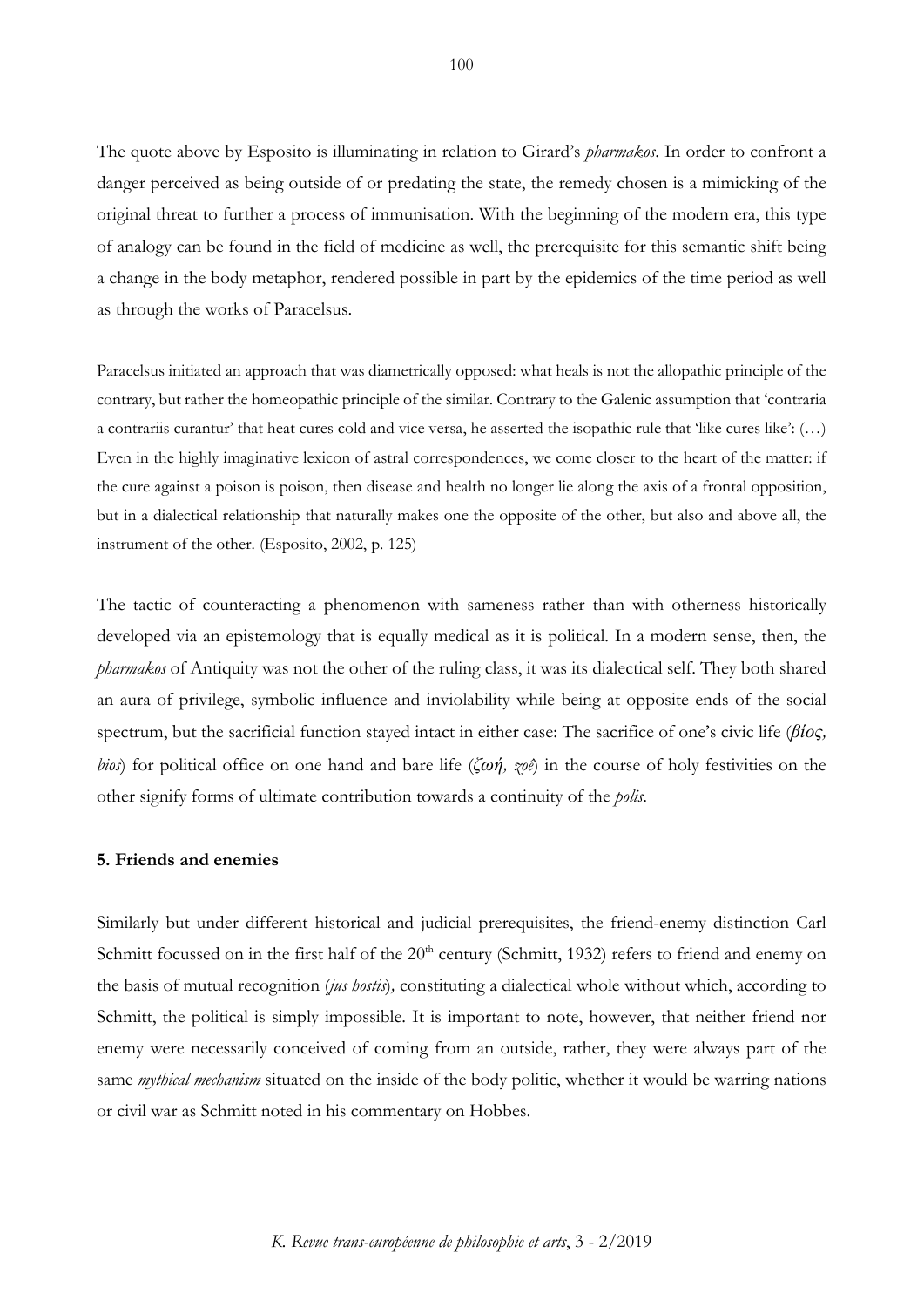The quote above by Esposito is illuminating in relation to Girard's *pharmakos*. In order to confront a danger perceived as being outside of or predating the state, the remedy chosen is a mimicking of the original threat to further a process of immunisation. With the beginning of the modern era, this type of analogy can be found in the field of medicine as well, the prerequisite for this semantic shift being a change in the body metaphor, rendered possible in part by the epidemics of the time period as well as through the works of Paracelsus.

> Paracelsus initiated an approach that was diametrically opposed: what heals is not the allopathic principle of the contrary, but rather the homeopathic principle of the similar. Contrary to the Galenic assumption that 'contraria a contrariis curantur' that heat cures cold and vice versa, he asserted the isopathic rule that 'like cures like': (…) Even in the highly imaginative lexicon of astral correspondences, we come closer to the heart of the matter: if the cure against a poison is poison, then disease and health no longer lie along the axis of a frontal opposition, but in a dialectical relationship that naturally makes one the opposite of the other, but also and above all, the instrument of the other. (Esposito, 2002, p. 125)

The tactic of counteracting a phenomenon with sameness rather than with otherness historically developed via an epistemology that is equally medical as it is political. In a modern sense, then, the *pharmakos* of Antiquity was not the other of the ruling class, it was its dialectical self. They both shared an aura of privilege, symbolic influence and inviolability while being at opposite ends of the social spectrum, but the sacrificial function stayed intact in either case: The sacrifice of one's civic life (*βίος, bios*) for political office on one hand and bare life (*ζωή, zoê*) in the course of holy festivities on the other signify forms of ultimate contribution towards a continuity of the *polis*.

### 5. Friends and enemies

Similarly but under different historical and judicial prerequisites, the friend-enemy distinction Carl Schmitt focussed on in the first half of the 20th century (Schmitt, 1932) refers to friend and enemy on the basis of mutual recognition (*jus hostis*), constituting a dialectical whole without which, according to Schmitt, the political is simply impossible. It is important to note, however, that neither friend nor enemy were necessarily conceived of coming from an outside, rather, they were always part of the same *mythical mechanism* situated on the inside of the body politic, whether it would be warring nations or civil war as Schmitt noted in his commentary on Hobbes.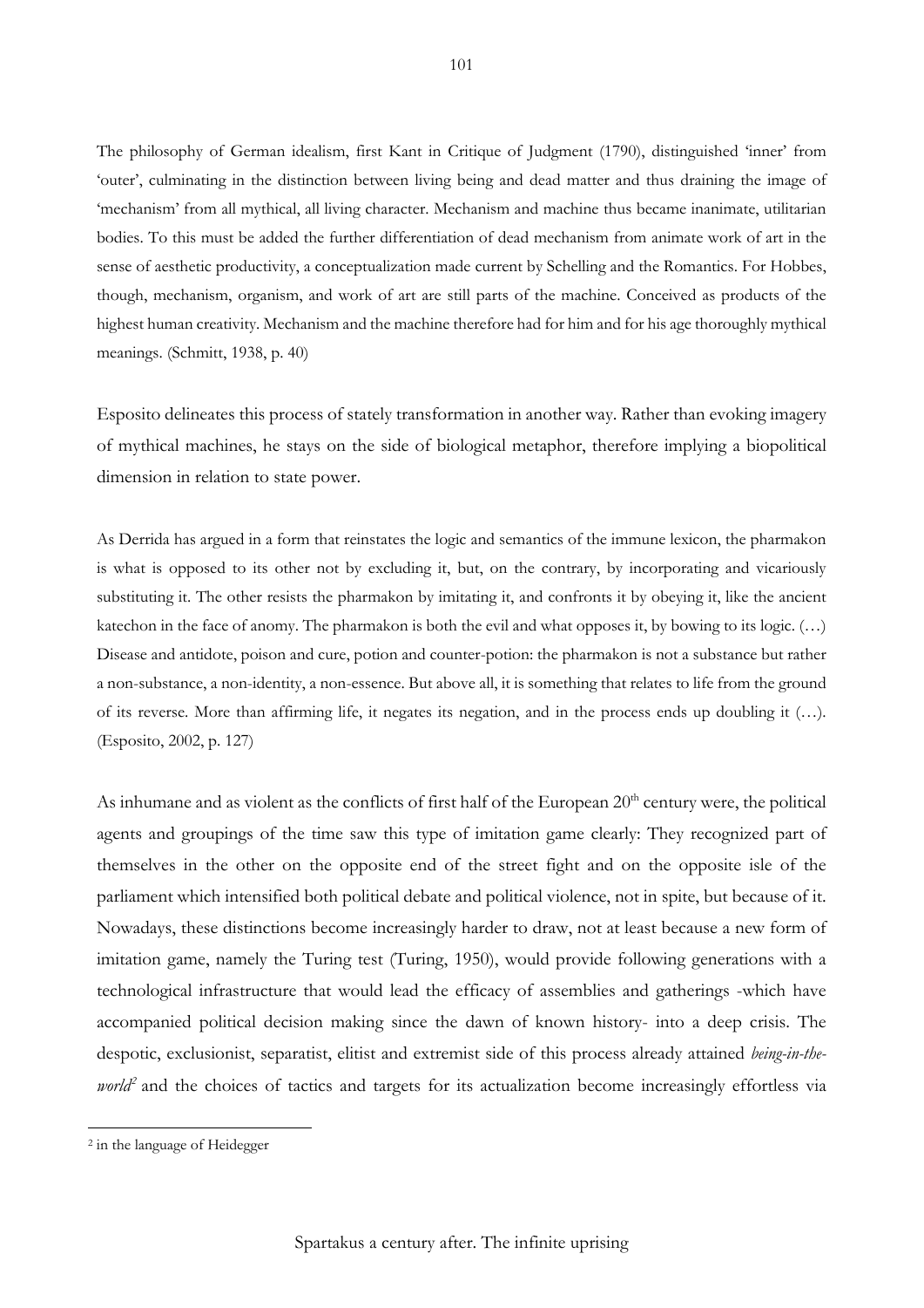The philosophy of German idealism, first Kant in Critique of Judgment (1790), distinguished 'inner' from 'outer', culminating in the distinction between living being and dead matter and thus draining the image of 'mechanism' from all mythical, all living character. Mechanism and machine thus became inanimate, utilitarian bodies. To this must be added the further differentiation of dead mechanism from animate work of art in the sense of aesthetic productivity, a conceptualization made current by Schelling and the Romantics. For Hobbes, though, mechanism, organism, and work of art are still parts of the machine. Conceived as products of the highest human creativity. Mechanism and the machine therefore had for him and for his age thoroughly mythical meanings. (Schmitt, 1938, p. 40)

Esposito delineates this process of stately transformation in another way. Rather than evoking imagery of mythical machines, he stays on the side of biological metaphor, therefore implying a biopolitical dimension in relation to state power.

As Derrida has argued in a form that reinstates the logic and semantics of the immune lexicon, the pharmakon is what is opposed to its other not by excluding it, but, on the contrary, by incorporating and vicariously substituting it. The other resists the pharmakon by imitating it, and confronts it by obeying it, like the ancient katechon in the face of anomy. The pharmakon is both the evil and what opposes it, by bowing to its logic. (…) Disease and antidote, poison and cure, potion and counter-potion: the pharmakon is not a substance but rather a non-substance, a non-identity, a non-essence. But above all, it is something that relates to life from the ground of its reverse. More than affirming life, it negates its negation, and in the process ends up doubling it (…). (Esposito, 2002, p. 127)

As inhumane and as violent as the conflicts of first half of the European 20th century were, the political agents and groupings of the time saw this type of imitation game clearly: They recognized part of themselves in the other on the opposite end of the street fight and on the opposite isle of the parliament which intensified both political debate and political violence, not in spite, but because of it. Nowadays, these distinctions become increasingly harder to draw, not at least because a new form of imitation game, namely the Turing test (Turing, 1950), would provide following generations with a technological infrastructure that would lead the efficacy of assemblies and gatherings -which have accompanied political decision making since the dawn of known history- into a deep crisis. The despotic, exclusionist, separatist, elitist and extremist side of this process already attained *being-in-the-world*[2] and the choices of tactics and targets for its actualization become increasingly effortless via

[2] in the language of Heidegger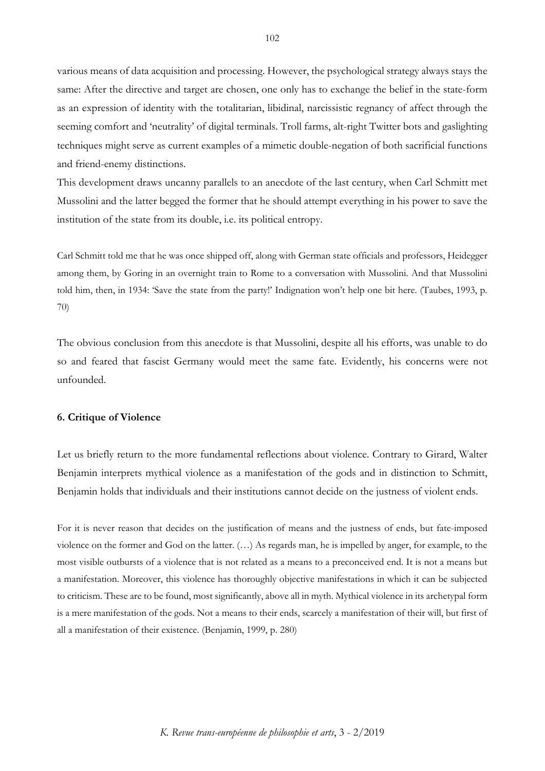various means of data acquisition and processing. However, the psychological strategy always stays the same: After the directive and target are chosen, one only has to exchange the belief in the state-form as an expression of identity with the totalitarian, libidinal, narcissistic regnancy of affect through the seeming comfort and 'neutrality' of digital terminals. Troll farms, alt-right Twitter bots and gaslighting techniques might serve as current examples of a mimetic double-negation of both sacrificial functions and friend-enemy distinctions.

This development draws uncanny parallels to an anecdote of the last century, when Carl Schmitt met Mussolini and the latter begged the former that he should attempt everything in his power to save the institution of the state from its double, i.e. its political entropy.

> Carl Schmitt told me that he was once shipped off, along with German state officials and professors, Heidegger among them, by Goring in an overnight train to Rome to a conversation with Mussolini. And that Mussolini told him, then, in 1934: 'Save the state from the party!' Indignation won't help one bit here. (Taubes, 1993, p. 70)

The obvious conclusion from this anecdote is that Mussolini, despite all his efforts, was unable to do so and feared that fascist Germany would meet the same fate. Evidently, his concerns were not unfounded.

## 6. Critique of Violence

Let us briefly return to the more fundamental reflections about violence. Contrary to Girard, Walter Benjamin interprets mythical violence as a manifestation of the gods and in distinction to Schmitt, Benjamin holds that individuals and their institutions cannot decide on the justness of violent ends.

> For it is never reason that decides on the justification of means and the justness of ends, but fate-imposed violence on the former and God on the latter. (…) As regards man, he is impelled by anger, for example, to the most visible outbursts of a violence that is not related as a means to a preconceived end. It is not a means but a manifestation. Moreover, this violence has thoroughly objective manifestations in which it can be subjected to criticism. These are to be found, most significantly, above all in myth. Mythical violence in its archetypal form is a mere manifestation of the gods. Not a means to their ends, scarcely a manifestation of their will, but first of all a manifestation of their existence. (Benjamin, 1999, p. 280)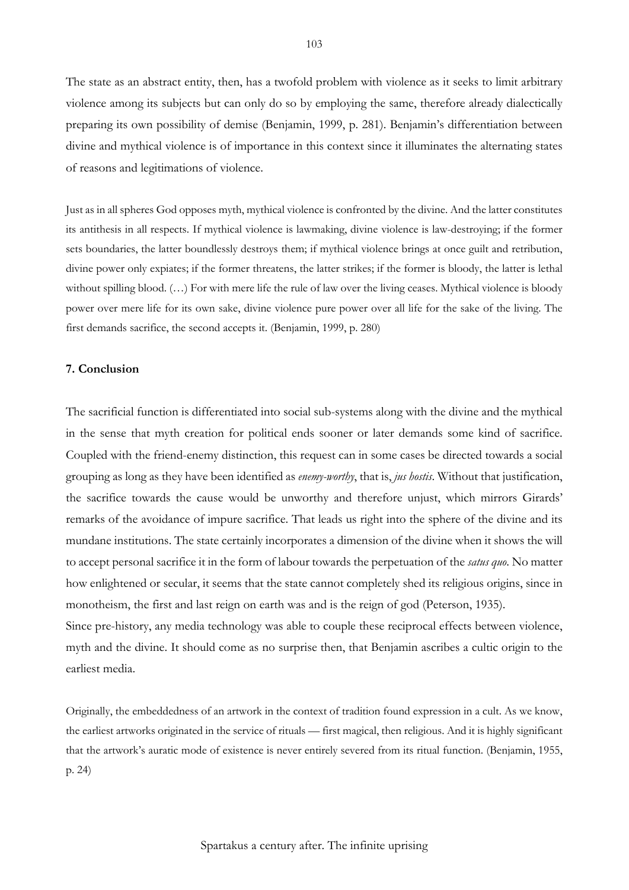The state as an abstract entity, then, has a twofold problem with violence as it seeks to limit arbitrary violence among its subjects but can only do so by employing the same, therefore already dialectically preparing its own possibility of demise (Benjamin, 1999, p. 281). Benjamin's differentiation between divine and mythical violence is of importance in this context since it illuminates the alternating states of reasons and legitimations of violence.

> Just as in all spheres God opposes myth, mythical violence is confronted by the divine. And the latter constitutes its antithesis in all respects. If mythical violence is lawmaking, divine violence is law-destroying; if the former sets boundaries, the latter boundlessly destroys them; if mythical violence brings at once guilt and retribution, divine power only expiates; if the former threatens, the latter strikes; if the former is bloody, the latter is lethal without spilling blood. (…) For with mere life the rule of law over the living ceases. Mythical violence is bloody power over mere life for its own sake, divine violence pure power over all life for the sake of the living. The first demands sacrifice, the second accepts it. (Benjamin, 1999, p. 280)

## 7. Conclusion

The sacrificial function is differentiated into social sub-systems along with the divine and the mythical in the sense that myth creation for political ends sooner or later demands some kind of sacrifice. Coupled with the friend-enemy distinction, this request can in some cases be directed towards a social grouping as long as they have been identified as *enemy-worthy*, that is, *jus hostis*. Without that justification, the sacrifice towards the cause would be unworthy and therefore unjust, which mirrors Girards' remarks of the avoidance of impure sacrifice. That leads us right into the sphere of the divine and its mundane institutions. The state certainly incorporates a dimension of the divine when it shows the will to accept personal sacrifice it in the form of labour towards the perpetuation of the *satus quo*. No matter how enlightened or secular, it seems that the state cannot completely shed its religious origins, since in monotheism, the first and last reign on earth was and is the reign of god (Peterson, 1935).

Since pre-history, any media technology was able to couple these reciprocal effects between violence, myth and the divine. It should come as no surprise then, that Benjamin ascribes a cultic origin to the earliest media.

> Originally, the embeddedness of an artwork in the context of tradition found expression in a cult. As we know, the earliest artworks originated in the service of rituals — first magical, then religious. And it is highly significant that the artwork's auratic mode of existence is never entirely severed from its ritual function. (Benjamin, 1955, p. 24)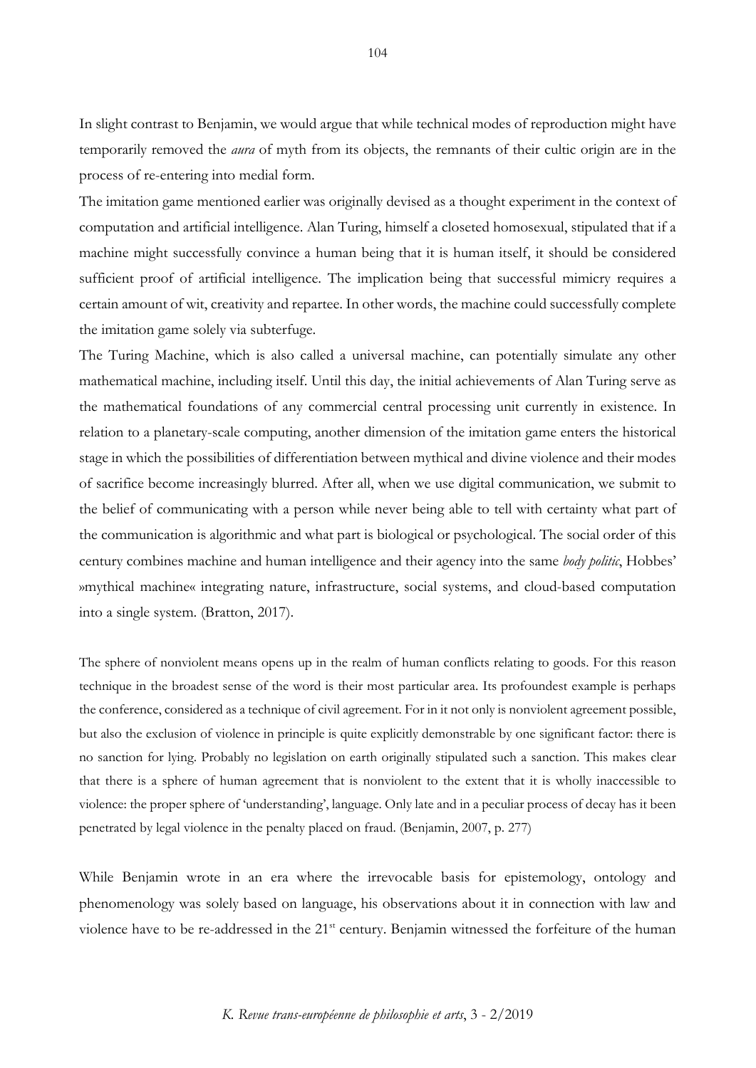In slight contrast to Benjamin, we would argue that while technical modes of reproduction might have temporarily removed the *aura* of myth from its objects, the remnants of their cultic origin are in the process of re-entering into medial form.

The imitation game mentioned earlier was originally devised as a thought experiment in the context of computation and artificial intelligence. Alan Turing, himself a closeted homosexual, stipulated that if a machine might successfully convince a human being that it is human itself, it should be considered sufficient proof of artificial intelligence. The implication being that successful mimicry requires a certain amount of wit, creativity and repartee. In other words, the machine could successfully complete the imitation game solely via subterfuge.

The Turing Machine, which is also called a universal machine, can potentially simulate any other mathematical machine, including itself. Until this day, the initial achievements of Alan Turing serve as the mathematical foundations of any commercial central processing unit currently in existence. In relation to a planetary-scale computing, another dimension of the imitation game enters the historical stage in which the possibilities of differentiation between mythical and divine violence and their modes of sacrifice become increasingly blurred. After all, when we use digital communication, we submit to the belief of communicating with a person while never being able to tell with certainty what part of the communication is algorithmic and what part is biological or psychological. The social order of this century combines machine and human intelligence and their agency into the same *body politic*, Hobbes' »mythical machine« integrating nature, infrastructure, social systems, and cloud-based computation into a single system. (Bratton, 2017).

> The sphere of nonviolent means opens up in the realm of human conflicts relating to goods. For this reason technique in the broadest sense of the word is their most particular area. Its profoundest example is perhaps the conference, considered as a technique of civil agreement. For in it not only is nonviolent agreement possible, but also the exclusion of violence in principle is quite explicitly demonstrable by one significant factor: there is no sanction for lying. Probably no legislation on earth originally stipulated such a sanction. This makes clear that there is a sphere of human agreement that is nonviolent to the extent that it is wholly inaccessible to violence: the proper sphere of 'understanding', language. Only late and in a peculiar process of decay has it been penetrated by legal violence in the penalty placed on fraud. (Benjamin, 2007, p. 277)

While Benjamin wrote in an era where the irrevocable basis for epistemology, ontology and phenomenology was solely based on language, his observations about it in connection with law and violence have to be re-addressed in the 21st century. Benjamin witnessed the forfeiture of the human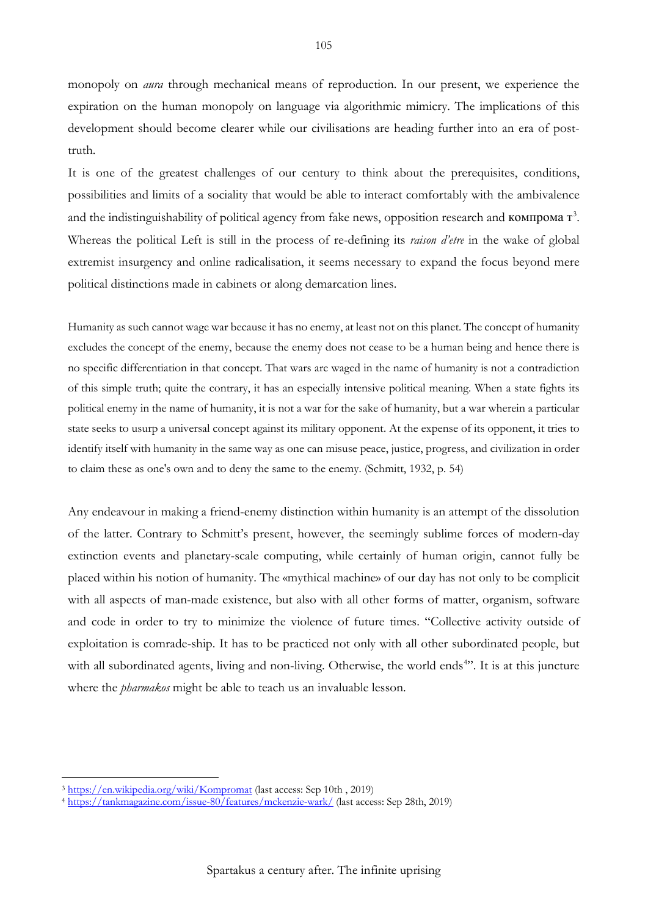monopoly on *aura* through mechanical means of reproduction. In our present, we experience the expiration on the human monopoly on language via algorithmic mimicry. The implications of this development should become clearer while our civilisations are heading further into an era of post-truth.

It is one of the greatest challenges of our century to think about the prerequisites, conditions, possibilities and limits of a sociality that would be able to interact comfortably with the ambivalence and the indistinguishability of political agency from fake news, opposition research and компрома т[3]. Whereas the political Left is still in the process of re-defining its *raison d'etre* in the wake of global extremist insurgency and online radicalisation, it seems necessary to expand the focus beyond mere political distinctions made in cabinets or along demarcation lines.

> Humanity as such cannot wage war because it has no enemy, at least not on this planet. The concept of humanity excludes the concept of the enemy, because the enemy does not cease to be a human being and hence there is no specific differentiation in that concept. That wars are waged in the name of humanity is not a contradiction of this simple truth; quite the contrary, it has an especially intensive political meaning. When a state fights its political enemy in the name of humanity, it is not a war for the sake of humanity, but a war wherein a particular state seeks to usurp a universal concept against its military opponent. At the expense of its opponent, it tries to identify itself with humanity in the same way as one can misuse peace, justice, progress, and civilization in order to claim these as one's own and to deny the same to the enemy. (Schmitt, 1932, p. 54)

Any endeavour in making a friend-enemy distinction within humanity is an attempt of the dissolution of the latter. Contrary to Schmitt's present, however, the seemingly sublime forces of modern-day extinction events and planetary-scale computing, while certainly of human origin, cannot fully be placed within his notion of humanity. The «mythical machine» of our day has not only to be complicit with all aspects of man-made existence, but also with all other forms of matter, organism, software and code in order to try to minimize the violence of future times. "Collective activity outside of exploitation is comrade-ship. It has to be practiced not only with all other subordinated people, but with all subordinated agents, living and non-living. Otherwise, the world ends[4]". It is at this juncture where the *pharmakos* might be able to teach us an invaluable lesson.

---

[3] https://en.wikipedia.org/wiki/Kompromat (last access: Sep 10th , 2019)

[4] https://tankmagazine.com/issue-80/features/mckenzie-wark/ (last access: Sep 28th, 2019)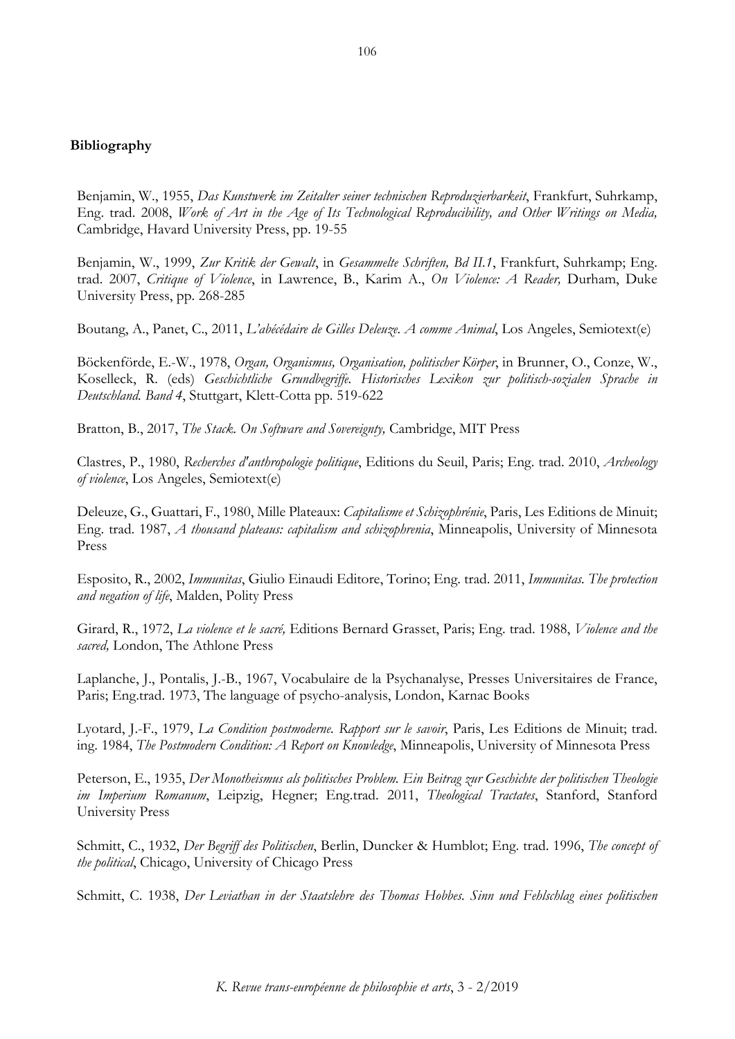**Bibliography**

Benjamin, W., 1955, *Das Kunstwerk im Zeitalter seiner technischen Reproduzierbarkeit*, Frankfurt, Suhrkamp, Eng. trad. 2008, *Work of Art in the Age of Its Technological Reproducibility, and Other Writings on Media,* Cambridge, Havard University Press, pp. 19-55

Benjamin, W., 1999, *Zur Kritik der Gewalt*, in *Gesammelte Schriften, Bd II.1*, Frankfurt, Suhrkamp; Eng. trad. 2007, *Critique of Violence*, in Lawrence, B., Karim A., *On Violence: A Reader,* Durham, Duke University Press, pp. 268-285

Boutang, A., Panet, C., 2011, *L'abécédaire de Gilles Deleuze. A comme Animal*, Los Angeles, Semiotext(e)

Böckenförde, E.-W., 1978, *Organ, Organismus, Organisation, politischer Körper*, in Brunner, O., Conze, W., Koselleck, R. (eds) *Geschichtliche Grundbegriffe. Historisches Lexikon zur politisch-sozialen Sprache in Deutschland. Band 4*, Stuttgart, Klett-Cotta pp. 519-622

Bratton, B., 2017, *The Stack. On Software and Sovereignty,* Cambridge, MIT Press

Clastres, P., 1980, *Recherches d'anthropologie politique*, Editions du Seuil, Paris; Eng. trad. 2010, *Archeology of violence*, Los Angeles, Semiotext(e)

Deleuze, G., Guattari, F., 1980, Mille Plateaux: *Capitalisme et Schizophrénie*, Paris, Les Editions de Minuit; Eng. trad. 1987, *A thousand plateaus: capitalism and schizophrenia*, Minneapolis, University of Minnesota Press

Esposito, R., 2002, *Immunitas*, Giulio Einaudi Editore, Torino; Eng. trad. 2011, *Immunitas. The protection and negation of life*, Malden, Polity Press

Girard, R., 1972, *La violence et le sacré,* Editions Bernard Grasset, Paris; Eng. trad. 1988, *Violence and the sacred,* London, The Athlone Press

Laplanche, J., Pontalis, J.-B., 1967, Vocabulaire de la Psychanalyse, Presses Universitaires de France, Paris; Eng.trad. 1973, The language of psycho-analysis, London, Karnac Books

Lyotard, J.-F., 1979, *La Condition postmoderne. Rapport sur le savoir*, Paris, Les Editions de Minuit; trad. ing. 1984, *The Postmodern Condition: A Report on Knowledge*, Minneapolis, University of Minnesota Press

Peterson, E., 1935, *Der Monotheismus als politisches Problem. Ein Beitrag zur Geschichte der politischen Theologie im Imperium Romanum*, Leipzig, Hegner; Eng.trad. 2011, *Theological Tractates*, Stanford, Stanford University Press

Schmitt, C., 1932, *Der Begriff des Politischen*, Berlin, Duncker & Humblot; Eng. trad. 1996, *The concept of the political*, Chicago, University of Chicago Press

Schmitt, C. 1938, *Der Leviathan in der Staatslehre des Thomas Hobbes. Sinn und Fehlschlag eines politischen*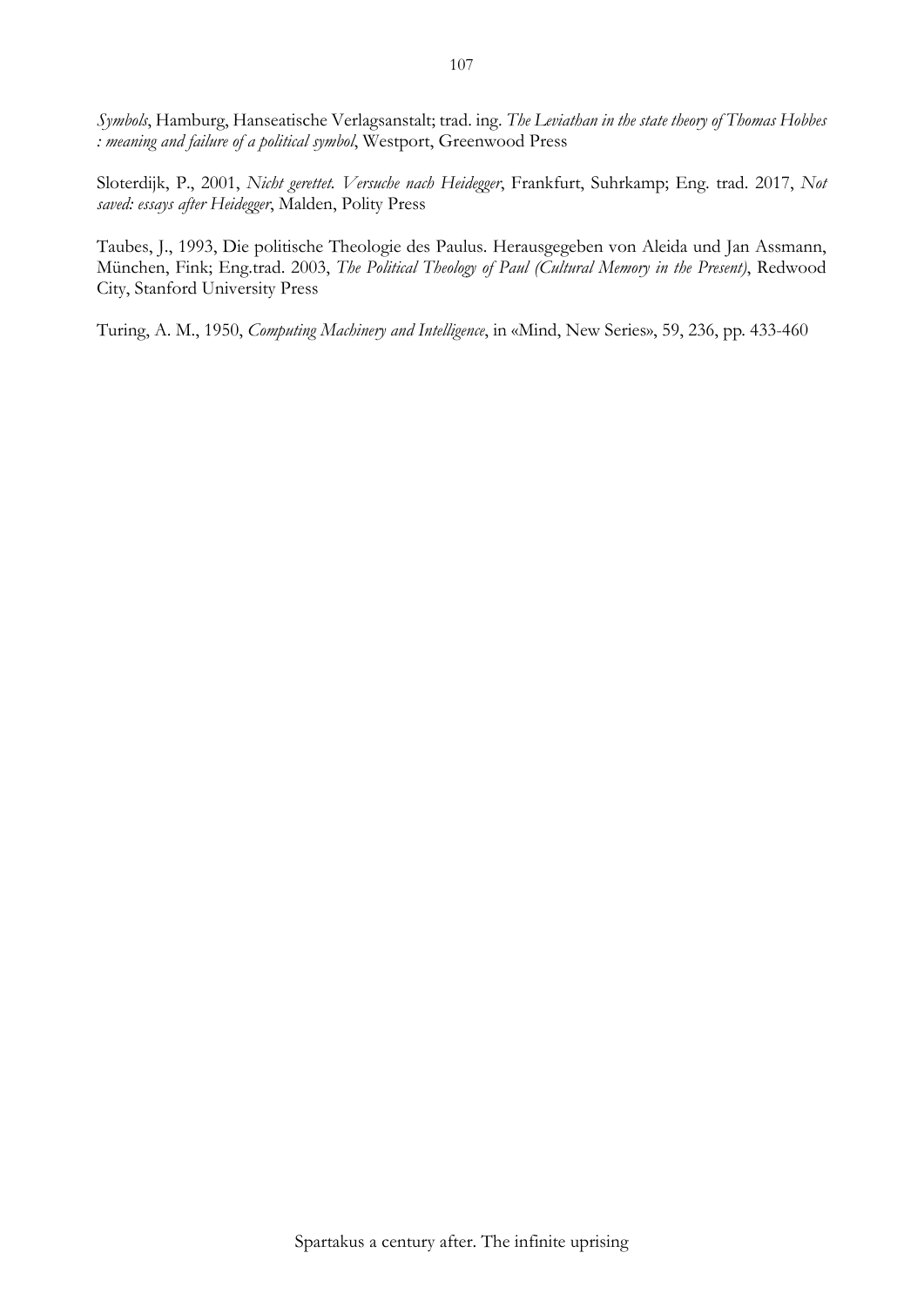*Symbols*, Hamburg, Hanseatische Verlagsanstalt; trad. ing. *The Leviathan in the state theory of Thomas Hobbes : meaning and failure of a political symbol*, Westport, Greenwood Press

Sloterdijk, P., 2001, *Nicht gerettet. Versuche nach Heidegger*, Frankfurt, Suhrkamp; Eng. trad. 2017, *Not saved: essays after Heidegger*, Malden, Polity Press

Taubes, J., 1993, Die politische Theologie des Paulus. Herausgegeben von Aleida und Jan Assmann, München, Fink; Eng.trad. 2003, *The Political Theology of Paul (Cultural Memory in the Present)*, Redwood City, Stanford University Press

Turing, A. M., 1950, *Computing Machinery and Intelligence*, in «Mind, New Series», 59, 236, pp. 433-460